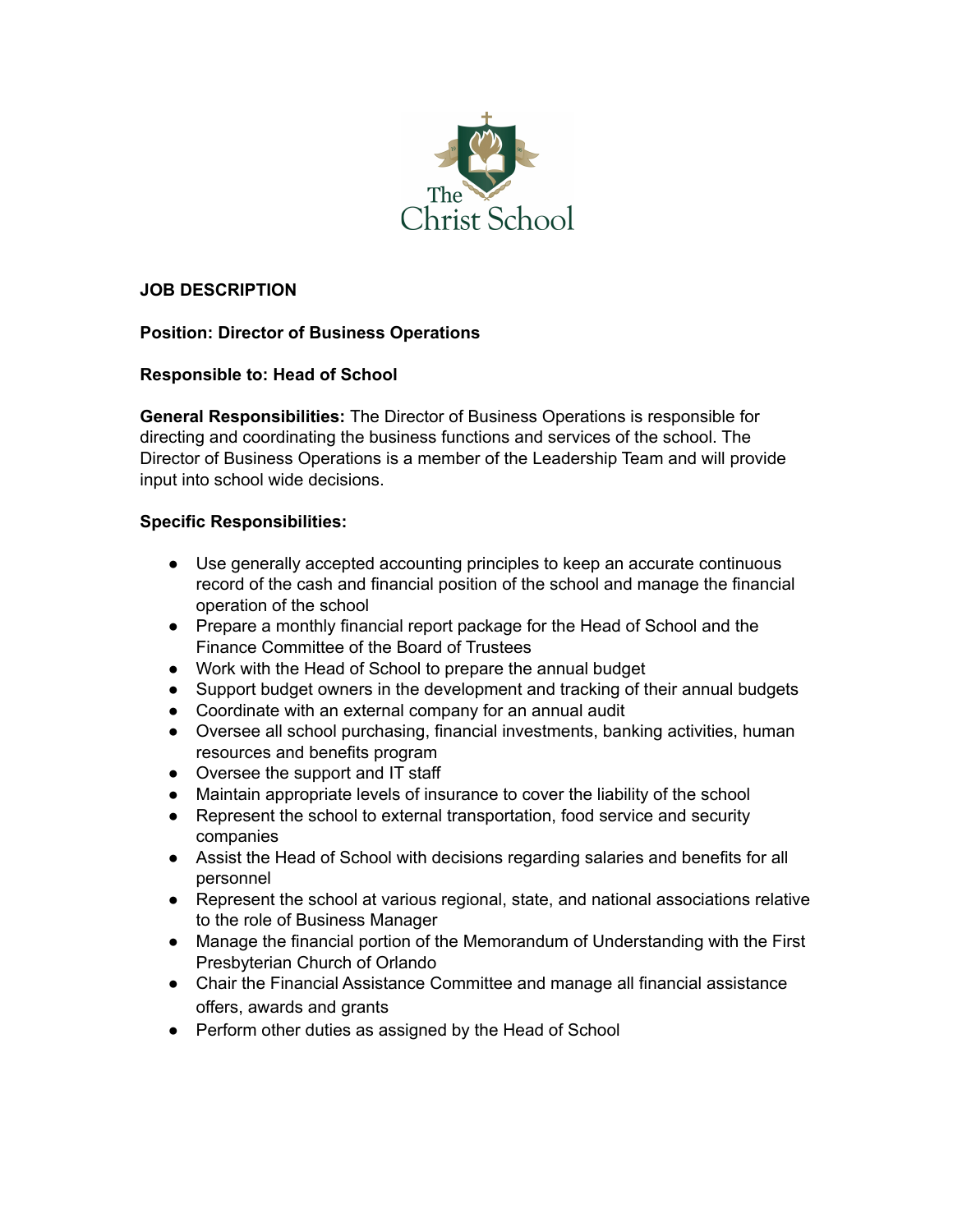The Christ School

**JOB DESCRIPTION**

**Position: Director of Business Operations**

**Responsible to: Head of School**

**General Responsibilities:** The Director of Business Operations is responsible for directing and coordinating the business functions and services of the school. The Director of Business Operations is a member of the Leadership Team and will provide input into school wide decisions.

**Specific Responsibilities:**

- Use generally accepted accounting principles to keep an accurate continuous record of the cash and financial position of the school and manage the financial operation of the school
- Prepare a monthly financial report package for the Head of School and the Finance Committee of the Board of Trustees
- Work with the Head of School to prepare the annual budget
- Support budget owners in the development and tracking of their annual budgets
- Coordinate with an external company for an annual audit
- Oversee all school purchasing, financial investments, banking activities, human resources and benefits program
- Oversee the support and IT staff
- Maintain appropriate levels of insurance to cover the liability of the school
- Represent the school to external transportation, food service and security companies
- Assist the Head of School with decisions regarding salaries and benefits for all personnel
- Represent the school at various regional, state, and national associations relative to the role of Business Manager
- Manage the financial portion of the Memorandum of Understanding with the First Presbyterian Church of Orlando
- Chair the Financial Assistance Committee and manage all financial assistance offers, awards and grants
- Perform other duties as assigned by the Head of School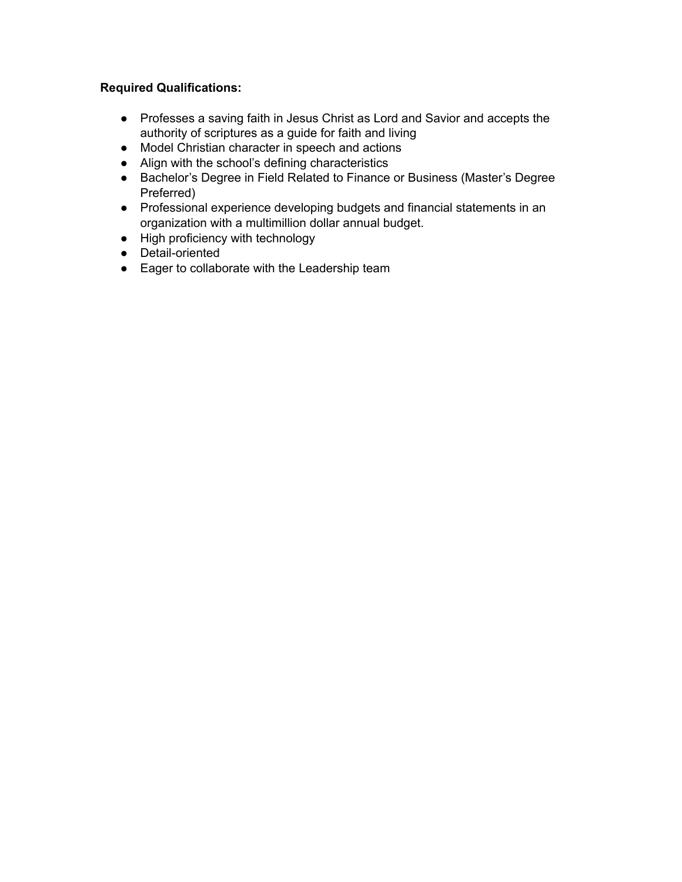**Required Qualifications:**

- Professes a saving faith in Jesus Christ as Lord and Savior and accepts the authority of scriptures as a guide for faith and living
- Model Christian character in speech and actions
- Align with the school's defining characteristics
- Bachelor's Degree in Field Related to Finance or Business (Master's Degree Preferred)
- Professional experience developing budgets and financial statements in an organization with a multimillion dollar annual budget.
- High proficiency with technology
- Detail-oriented
- Eager to collaborate with the Leadership team